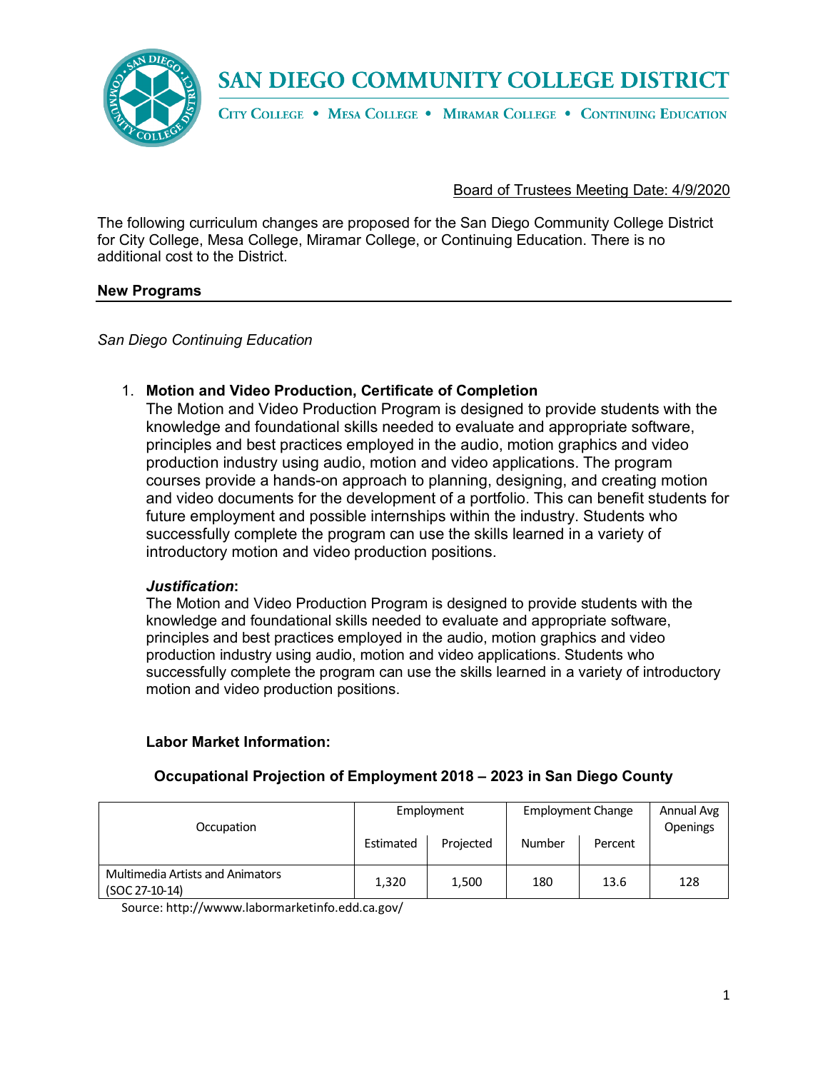# SAN DIEGO COMMUNITY COLLEGE DISTRICT

CITY COLLEGE • MESA COLLEGE • MIRAMAR COLLEGE • CONTINUING EDUCATION

Board of Trustees Meeting Date: 4/9/2020

The following curriculum changes are proposed for the San Diego Community College District for City College, Mesa College, Miramar College, or Continuing Education. There is no additional cost to the District.

## New Programs

*San Diego Continuing Education*

1. **Motion and Video Production, Certificate of Completion**
   The Motion and Video Production Program is designed to provide students with the knowledge and foundational skills needed to evaluate and appropriate software, principles and best practices employed in the audio, motion graphics and video production industry using audio, motion and video applications. The program courses provide a hands-on approach to planning, designing, and creating motion and video documents for the development of a portfolio. This can benefit students for future employment and possible internships within the industry. Students who successfully complete the program can use the skills learned in a variety of introductory motion and video production positions.

   ***Justification*:**
   The Motion and Video Production Program is designed to provide students with the knowledge and foundational skills needed to evaluate and appropriate software, principles and best practices employed in the audio, motion graphics and video production industry using audio, motion and video applications. Students who successfully complete the program can use the skills learned in a variety of introductory motion and video production positions.

   **Labor Market Information:**

   **Occupational Projection of Employment 2018 – 2023 in San Diego County**

| Occupation | Employment | | Employment Change | | Annual Avg Openings |
|---|---|---|---|---|---|
| | Estimated | Projected | Number | Percent | |
| Multimedia Artists and Animators (SOC 27-10-14) | 1,320 | 1,500 | 180 | 13.6 | 128 |

Source: http://wwww.labormarketinfo.edd.ca.gov/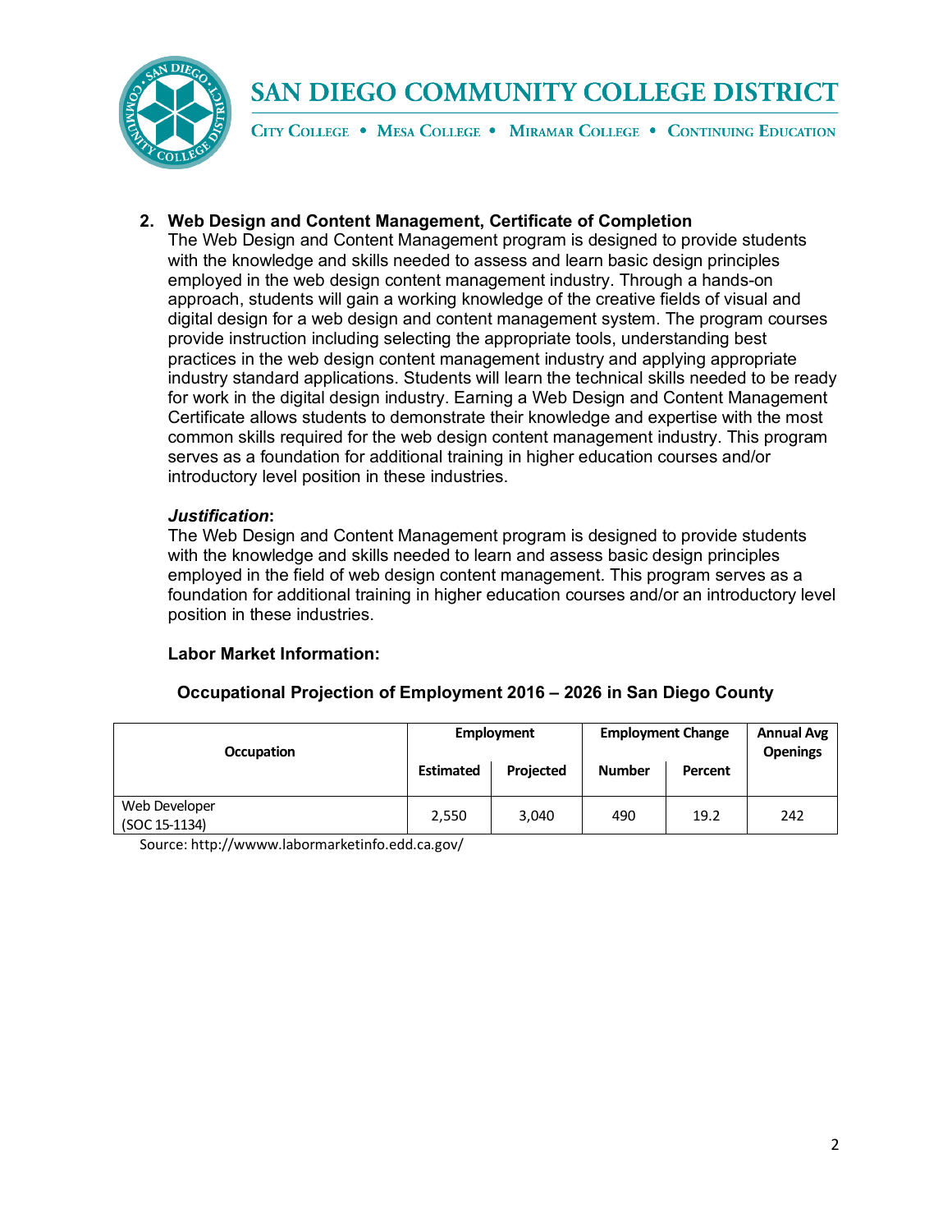2. **Web Design and Content Management, Certificate of Completion**

   The Web Design and Content Management program is designed to provide students with the knowledge and skills needed to assess and learn basic design principles employed in the web design content management industry. Through a hands-on approach, students will gain a working knowledge of the creative fields of visual and digital design for a web design and content management system. The program courses provide instruction including selecting the appropriate tools, understanding best practices in the web design content management industry and applying appropriate industry standard applications. Students will learn the technical skills needed to be ready for work in the digital design industry. Earning a Web Design and Content Management Certificate allows students to demonstrate their knowledge and expertise with the most common skills required for the web design content management industry. This program serves as a foundation for additional training in higher education courses and/or introductory level position in these industries.

   ***Justification*:**

   The Web Design and Content Management program is designed to provide students with the knowledge and skills needed to learn and assess basic design principles employed in the field of web design content management. This program serves as a foundation for additional training in higher education courses and/or an introductory level position in these industries.

   **Labor Market Information:**

   **Occupational Projection of Employment 2016 – 2026 in San Diego County**

| Occupation | Employment | | Employment Change | | Annual Avg Openings |
|---|---|---|---|---|---|
| | Estimated | Projected | Number | Percent | |
| Web Developer (SOC 15-1134) | 2,550 | 3,040 | 490 | 19.2 | 242 |

Source: http://wwww.labormarketinfo.edd.ca.gov/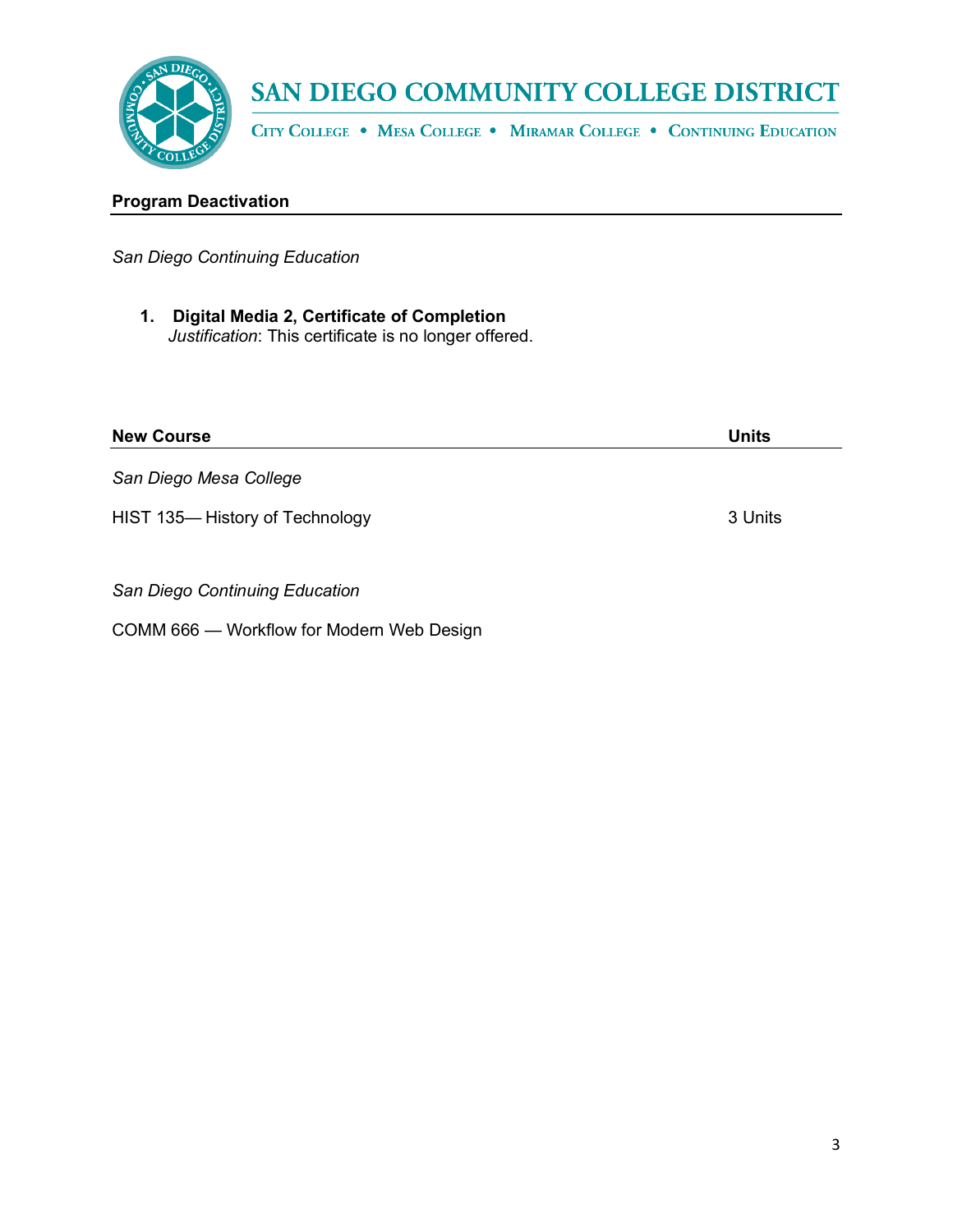SAN DIEGO COMMUNITY COLLEGE DISTRICT

CITY COLLEGE • MESA COLLEGE • MIRAMAR COLLEGE • CONTINUING EDUCATION

**Program Deactivation**

*San Diego Continuing Education*

1. **Digital Media 2, Certificate of Completion**
   *Justification*: This certificate is no longer offered.

| **New Course** | **Units** |
|---|---|
| *San Diego Mesa College* | |
| HIST 135— History of Technology | 3 Units |
| *San Diego Continuing Education* | |
| COMM 666 — Workflow for Modern Web Design | |